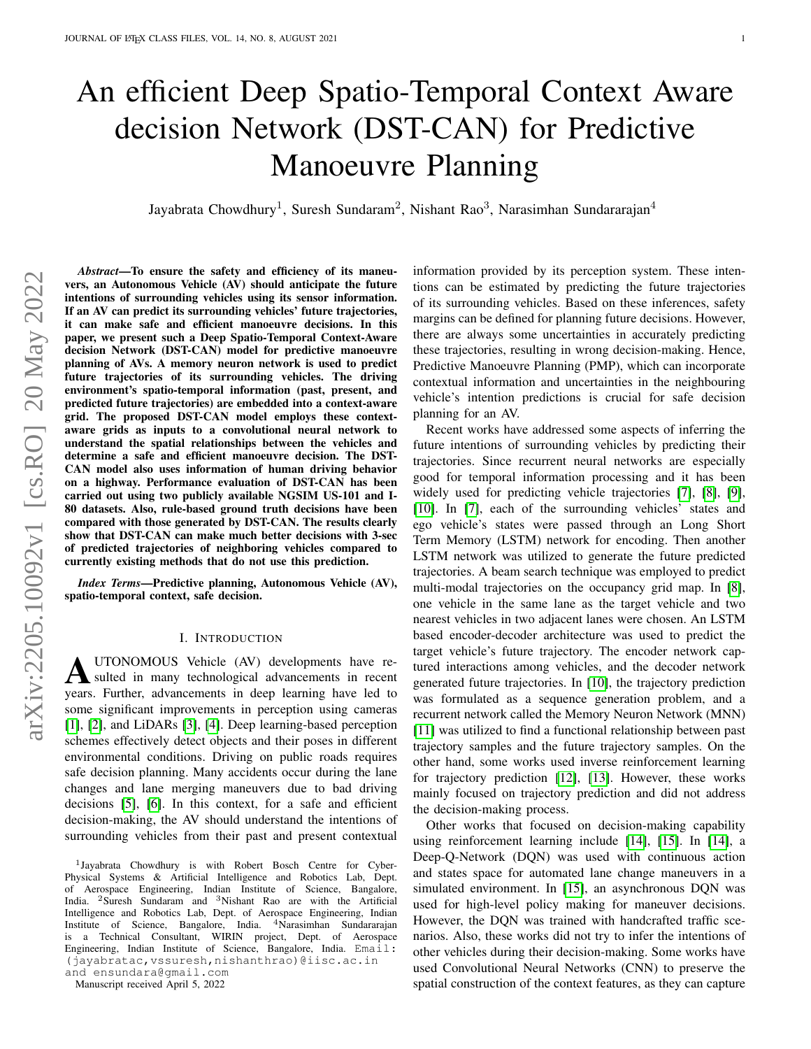# An efficient Deep Spatio-Temporal Context Aware decision Network (DST-CAN) for Predictive Manoeuvre Planning

Jayabrata Chowdhury[1], Suresh Sundaram[2], Nishant Rao[3], Narasimhan Sundararajan[4]

***Abstract*—To ensure the safety and efficiency of its maneuvers, an Autonomous Vehicle (AV) should anticipate the future intentions of surrounding vehicles using its sensor information. If an AV can predict its surrounding vehicles' future trajectories, it can make safe and efficient manoeuvre decisions. In this paper, we present such a Deep Spatio-Temporal Context-Aware decision Network (DST-CAN) model for predictive manoeuvre planning of AVs. A memory neuron network is used to predict future trajectories of its surrounding vehicles. The driving environment's spatio-temporal information (past, present, and predicted future trajectories) are embedded into a context-aware grid. The proposed DST-CAN model employs these context-aware grids as inputs to a convolutional neural network to understand the spatial relationships between the vehicles and determine a safe and efficient manoeuvre decision. The DST-CAN model also uses information of human driving behavior on a highway. Performance evaluation of DST-CAN has been carried out using two publicly available NGSIM US-101 and I-80 datasets. Also, rule-based ground truth decisions have been compared with those generated by DST-CAN. The results clearly show that DST-CAN can make much better decisions with 3-sec of predicted trajectories of neighboring vehicles compared to currently existing methods that do not use this prediction.**

***Index Terms*—Predictive planning, Autonomous Vehicle (AV), spatio-temporal context, safe decision.**

## I. Introduction

Autonomous Vehicle (AV) developments have resulted in many technological advancements in recent years. Further, advancements in deep learning have led to some significant improvements in perception using cameras [1], [2], and LiDARs [3], [4]. Deep learning-based perception schemes effectively detect objects and their poses in different environmental conditions. Driving on public roads requires safe decision planning. Many accidents occur during the lane changes and lane merging maneuvers due to bad driving decisions [5], [6]. In this context, for a safe and efficient decision-making, the AV should understand the intentions of surrounding vehicles from their past and present contextual information provided by its perception system. These intentions can be estimated by predicting the future trajectories of its surrounding vehicles. Based on these inferences, safety margins can be defined for planning future decisions. However, there are always some uncertainties in accurately predicting these trajectories, resulting in wrong decision-making. Hence, Predictive Manoeuvre Planning (PMP), which can incorporate contextual information and uncertainties in the neighbouring vehicle's intention predictions is crucial for safe decision planning for an AV.

Recent works have addressed some aspects of inferring the future intentions of surrounding vehicles by predicting their trajectories. Since recurrent neural networks are especially good for temporal information processing and it has been widely used for predicting vehicle trajectories [7], [8], [9], [10]. In [7], each of the surrounding vehicles' states and ego vehicle's states were passed through an Long Short Term Memory (LSTM) network for encoding. Then another LSTM network was utilized to generate the future predicted trajectories. A beam search technique was employed to predict multi-modal trajectories on the occupancy grid map. In [8], one vehicle in the same lane as the target vehicle and two nearest vehicles in two adjacent lanes were chosen. An LSTM based encoder-decoder architecture was used to predict the target vehicle's future trajectory. The encoder network captured interactions among vehicles, and the decoder network generated future trajectories. In [10], the trajectory prediction was formulated as a sequence generation problem, and a recurrent network called the Memory Neuron Network (MNN) [11] was utilized to find a functional relationship between past trajectory samples and the future trajectory samples. On the other hand, some works used inverse reinforcement learning for trajectory prediction [12], [13]. However, these works mainly focused on trajectory prediction and did not address the decision-making process.

Other works that focused on decision-making capability using reinforcement learning include [14], [15]. In [14], a Deep-Q-Network (DQN) was used with continuous action and states space for automated lane change maneuvers in a simulated environment. In [15], an asynchronous DQN was used for high-level policy making for maneuver decisions. However, the DQN was trained with handcrafted traffic scenarios. Also, these works did not try to infer the intentions of other vehicles during their decision-making. Some works have used Convolutional Neural Networks (CNN) to preserve the spatial construction of the context features, as they can capture

---

[1]Jayabrata Chowdhury is with Robert Bosch Centre for Cyber-Physical Systems & Artificial Intelligence and Robotics Lab, Dept. of Aerospace Engineering, Indian Institute of Science, Bangalore, India. [2]Suresh Sundaram and [3]Nishant Rao are with the Artificial Intelligence and Robotics Lab, Dept. of Aerospace Engineering, Indian Institute of Science, Bangalore, India. [4]Narasimhan Sundararajan is a Technical Consultant, WIRIN project, Dept. of Aerospace Engineering, Indian Institute of Science, Bangalore, India. Email: (jayabratac,vssuresh,nishanthrao)@iisc.ac.in and ensundara@gmail.com

Manuscript received April 5, 2022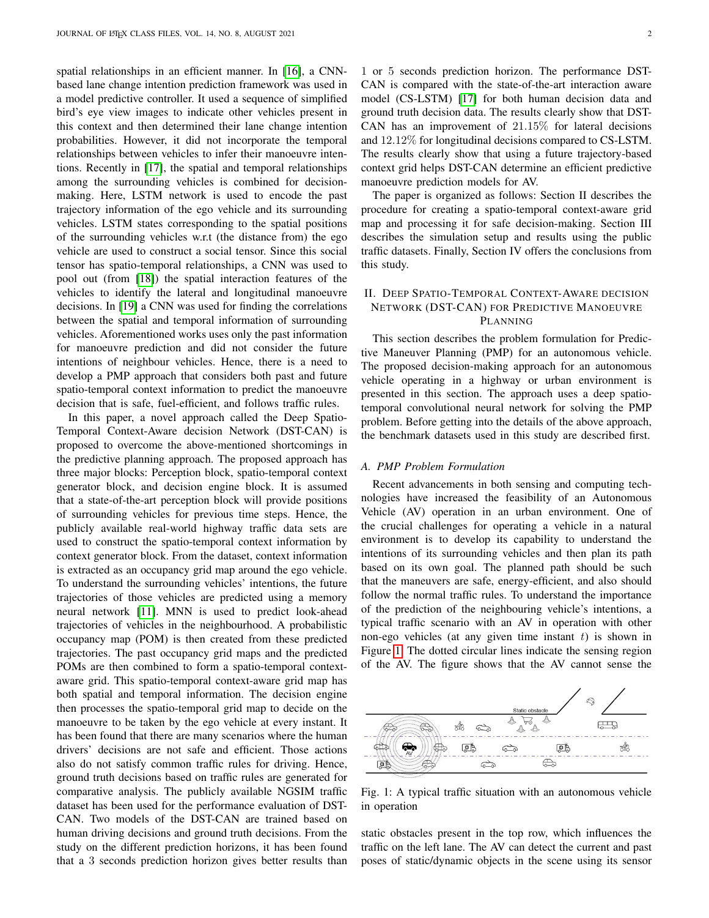spatial relationships in an efficient manner. In [16], a CNN-based lane change intention prediction framework was used in a model predictive controller. It used a sequence of simplified bird's eye view images to indicate other vehicles present in this context and then determined their lane change intention probabilities. However, it did not incorporate the temporal relationships between vehicles to infer their manoeuvre intentions. Recently in [17], the spatial and temporal relationships among the surrounding vehicles is combined for decision-making. Here, LSTM network is used to encode the past trajectory information of the ego vehicle and its surrounding vehicles. LSTM states corresponding to the spatial positions of the surrounding vehicles w.r.t (the distance from) the ego vehicle are used to construct a social tensor. Since this social tensor has spatio-temporal relationships, a CNN was used to pool out (from [18]) the spatial interaction features of the vehicles to identify the lateral and longitudinal manoeuvre decisions. In [19] a CNN was used for finding the correlations between the spatial and temporal information of surrounding vehicles. Aforementioned works uses only the past information for manoeuvre prediction and did not consider the future intentions of neighbour vehicles. Hence, there is a need to develop a PMP approach that considers both past and future spatio-temporal context information to predict the manoeuvre decision that is safe, fuel-efficient, and follows traffic rules.

In this paper, a novel approach called the Deep Spatio-Temporal Context-Aware decision Network (DST-CAN) is proposed to overcome the above-mentioned shortcomings in the predictive planning approach. The proposed approach has three major blocks: Perception block, spatio-temporal context generator block, and decision engine block. It is assumed that a state-of-the-art perception block will provide positions of surrounding vehicles for previous time steps. Hence, the publicly available real-world highway traffic data sets are used to construct the spatio-temporal context information by context generator block. From the dataset, context information is extracted as an occupancy grid map around the ego vehicle. To understand the surrounding vehicles' intentions, the future trajectories of those vehicles are predicted using a memory neural network [11]. MNN is used to predict look-ahead trajectories of vehicles in the neighbourhood. A probabilistic occupancy map (POM) is then created from these predicted trajectories. The past occupancy grid maps and the predicted POMs are then combined to form a spatio-temporal context-aware grid. This spatio-temporal context-aware grid map has both spatial and temporal information. The decision engine then processes the spatio-temporal grid map to decide on the manoeuvre to be taken by the ego vehicle at every instant. It has been found that there are many scenarios where the human drivers' decisions are not safe and efficient. Those actions also do not satisfy common traffic rules for driving. Hence, ground truth decisions based on traffic rules are generated for comparative analysis. The publicly available NGSIM traffic dataset has been used for the performance evaluation of DST-CAN. Two models of the DST-CAN are trained based on human driving decisions and ground truth decisions. From the study on the different prediction horizons, it has been found that a 3 seconds prediction horizon gives better results than 1 or 5 seconds prediction horizon. The performance DST-CAN is compared with the state-of-the-art interaction aware model (CS-LSTM) [17] for both human decision data and ground truth decision data. The results clearly show that DST-CAN has an improvement of $21.15\%$ for lateral decisions and $12.12\%$ for longitudinal decisions compared to CS-LSTM. The results clearly show that using a future trajectory-based context grid helps DST-CAN determine an efficient predictive manoeuvre prediction models for AV.

The paper is organized as follows: Section II describes the procedure for creating a spatio-temporal context-aware grid map and processing it for safe decision-making. Section III describes the simulation setup and results using the public traffic datasets. Finally, Section IV offers the conclusions from this study.

## II. Deep Spatio-Temporal Context-Aware decision Network (DST-CAN) for Predictive Manoeuvre Planning

This section describes the problem formulation for Predictive Maneuver Planning (PMP) for an autonomous vehicle. The proposed decision-making approach for an autonomous vehicle operating in a highway or urban environment is presented in this section. The approach uses a deep spatio-temporal convolutional neural network for solving the PMP problem. Before getting into the details of the above approach, the benchmark datasets used in this study are described first.

### A. PMP Problem Formulation

Recent advancements in both sensing and computing technologies have increased the feasibility of an Autonomous Vehicle (AV) operation in an urban environment. One of the crucial challenges for operating a vehicle in a natural environment is to develop its capability to understand the intentions of its surrounding vehicles and then plan its path based on its own goal. The planned path should be such that the maneuvers are safe, energy-efficient, and also should follow the normal traffic rules. To understand the importance of the prediction of the neighbouring vehicle's intentions, a typical traffic scenario with an AV in operation with other non-ego vehicles (at any given time instant $t$) is shown in Figure 1. The dotted circular lines indicate the sensing region of the AV. The figure shows that the AV cannot sense the

Fig. 1: A typical traffic situation with an autonomous vehicle in operation

static obstacles present in the top row, which influences the traffic on the left lane. The AV can detect the current and past poses of static/dynamic objects in the scene using its sensor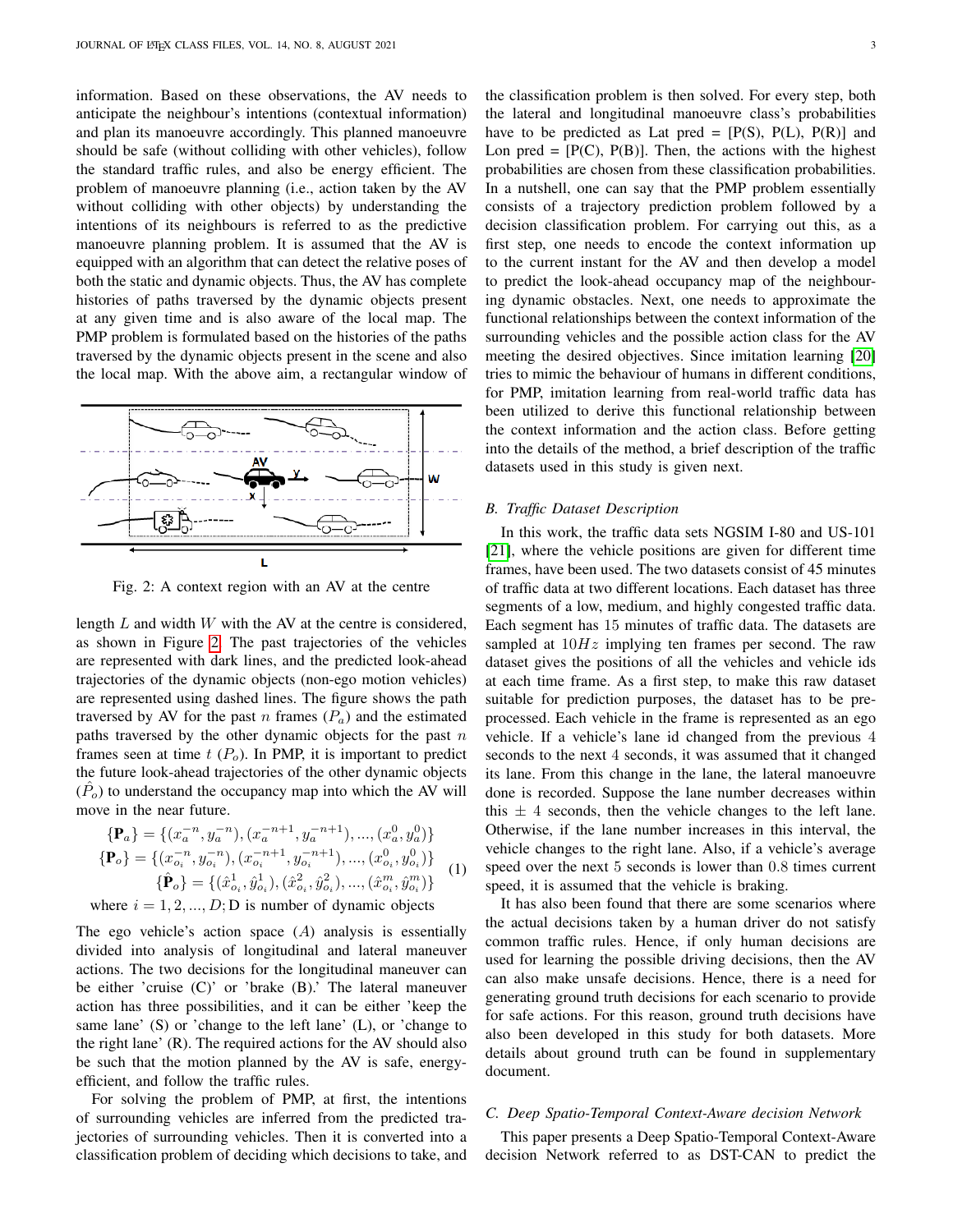information. Based on these observations, the AV needs to anticipate the neighbour's intentions (contextual information) and plan its manoeuvre accordingly. This planned manoeuvre should be safe (without colliding with other vehicles), follow the standard traffic rules, and also be energy efficient. The problem of manoeuvre planning (i.e., action taken by the AV without colliding with other objects) by understanding the intentions of its neighbours is referred to as the predictive manoeuvre planning problem. It is assumed that the AV is equipped with an algorithm that can detect the relative poses of both the static and dynamic objects. Thus, the AV has complete histories of paths traversed by the dynamic objects present at any given time and is also aware of the local map. The PMP problem is formulated based on the histories of the paths traversed by the dynamic objects present in the scene and also the local map. With the above aim, a rectangular window of

Fig. 2: A context region with an AV at the centre

length $L$ and width $W$ with the AV at the centre is considered, as shown in Figure 2. The past trajectories of the vehicles are represented with dark lines, and the predicted look-ahead trajectories of the dynamic objects (non-ego motion vehicles) are represented using dashed lines. The figure shows the path traversed by AV for the past $n$ frames ($P_a$) and the estimated paths traversed by the other dynamic objects for the past $n$ frames seen at time $t$ ($P_o$). In PMP, it is important to predict the future look-ahead trajectories of the other dynamic objects ($\hat{P}_o$) to understand the occupancy map into which the AV will move in the near future.

$$
\begin{aligned}
\{\mathbf{P}_a\} &= \{(x_a^{-n}, y_a^{-n}), (x_a^{-n+1}, y_a^{-n+1}), ..., (x_a^0, y_a^0)\} \\
\{\mathbf{P}_o\} &= \{(x_{o_i}^{-n}, y_{o_i}^{-n}), (x_{o_i}^{-n+1}, y_{o_i}^{-n+1}), ..., (x_{o_i}^0, y_{o_i}^0)\} \\
\{\hat{\mathbf{P}}_o\} &= \{(\hat{x}_{o_i}^1, \hat{y}_{o_i}^1), (\hat{x}_{o_i}^2, \hat{y}_{o_i}^2), ..., (\hat{x}_{o_i}^m, \hat{y}_{o_i}^m)\}
\end{aligned} \tag{1}
$$

where $i = 1, 2, ..., D$; D is number of dynamic objects

The ego vehicle's action space ($A$) analysis is essentially divided into analysis of longitudinal and lateral maneuver actions. The two decisions for the longitudinal maneuver can be either 'cruise (C)' or 'brake (B).' The lateral maneuver action has three possibilities, and it can be either 'keep the same lane' (S) or 'change to the left lane' (L), or 'change to the right lane' (R). The required actions for the AV should also be such that the motion planned by the AV is safe, energy-efficient, and follow the traffic rules.

For solving the problem of PMP, at first, the intentions of surrounding vehicles are inferred from the predicted trajectories of surrounding vehicles. Then it is converted into a classification problem of deciding which decisions to take, and the classification problem is then solved. For every step, both the lateral and longitudinal manoeuvre class's probabilities have to be predicted as Lat pred = [P(S), P(L), P(R)] and Lon pred = [P(C), P(B)]. Then, the actions with the highest probabilities are chosen from these classification probabilities. In a nutshell, one can say that the PMP problem essentially consists of a trajectory prediction problem followed by a decision classification problem. For carrying out this, as a first step, one needs to encode the context information up to the current instant for the AV and then develop a model to predict the look-ahead occupancy map of the neighbouring dynamic obstacles. Next, one needs to approximate the functional relationships between the context information of the surrounding vehicles and the possible action class for the AV meeting the desired objectives. Since imitation learning [20] tries to mimic the behaviour of humans in different conditions, for PMP, imitation learning from real-world traffic data has been utilized to derive this functional relationship between the context information and the action class. Before getting into the details of the method, a brief description of the traffic datasets used in this study is given next.

### B. Traffic Dataset Description

In this work, the traffic data sets NGSIM I-80 and US-101 [21], where the vehicle positions are given for different time frames, have been used. The two datasets consist of 45 minutes of traffic data at two different locations. Each dataset has three segments of a low, medium, and highly congested traffic data. Each segment has 15 minutes of traffic data. The datasets are sampled at $10Hz$ implying ten frames per second. The raw dataset gives the positions of all the vehicles and vehicle ids at each time frame. As a first step, to make this raw dataset suitable for prediction purposes, the dataset has to be preprocessed. Each vehicle in the frame is represented as an ego vehicle. If a vehicle's lane id changed from the previous 4 seconds to the next 4 seconds, it was assumed that it changed its lane. From this change in the lane, the lateral manoeuvre done is recorded. Suppose the lane number decreases within this $\pm$ 4 seconds, then the vehicle changes to the left lane. Otherwise, if the lane number increases in this interval, the vehicle changes to the right lane. Also, if a vehicle's average speed over the next 5 seconds is lower than 0.8 times current speed, it is assumed that the vehicle is braking.

It has also been found that there are some scenarios where the actual decisions taken by a human driver do not satisfy common traffic rules. Hence, if only human decisions are used for learning the possible driving decisions, then the AV can also make unsafe decisions. Hence, there is a need for generating ground truth decisions for each scenario to provide for safe actions. For this reason, ground truth decisions have also been developed in this study for both datasets. More details about ground truth can be found in supplementary document.

### C. Deep Spatio-Temporal Context-Aware decision Network

This paper presents a Deep Spatio-Temporal Context-Aware decision Network referred to as DST-CAN to predict the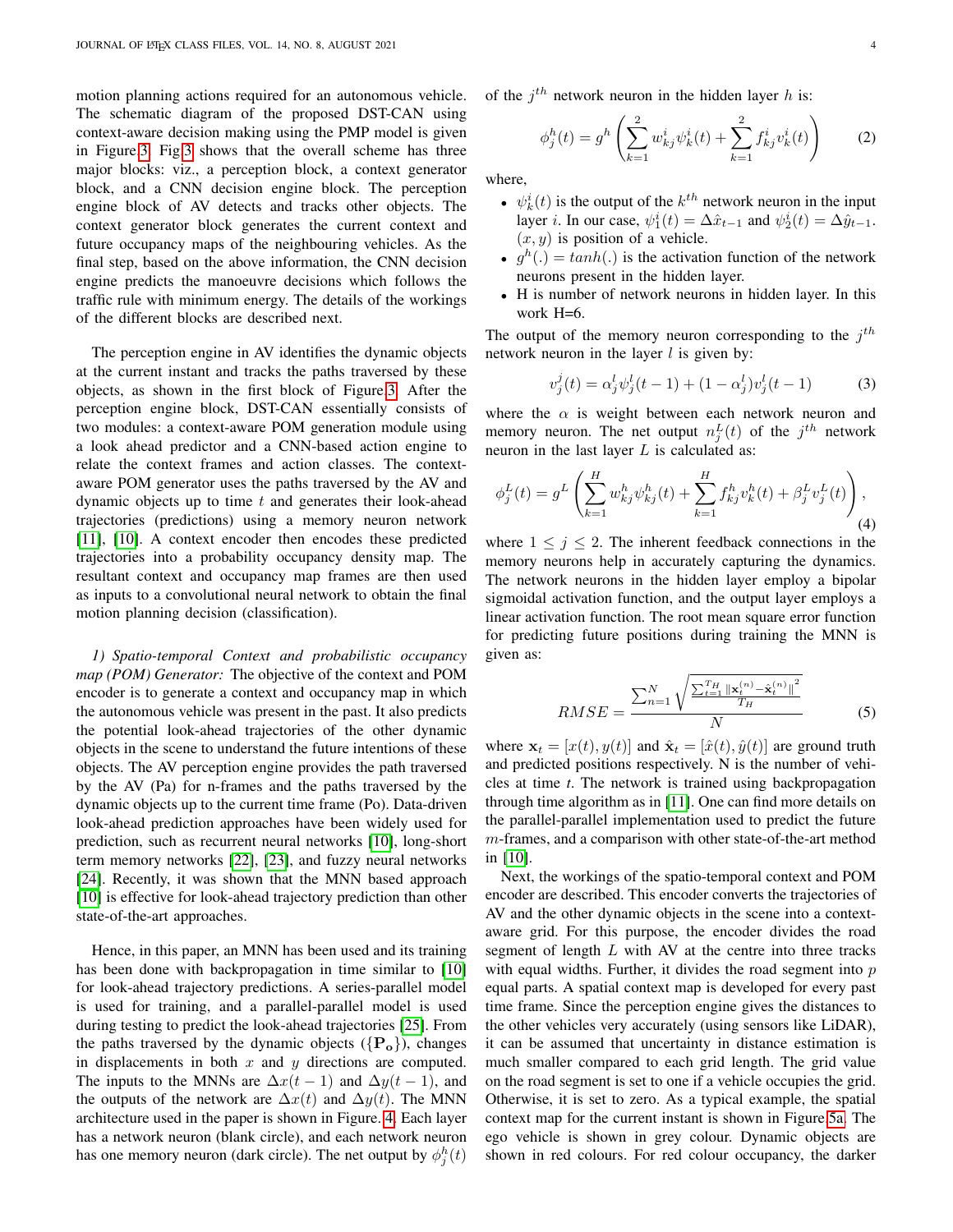motion planning actions required for an autonomous vehicle. The schematic diagram of the proposed DST-CAN using context-aware decision making using the PMP model is given in Figure 3. Fig 3 shows that the overall scheme has three major blocks: viz., a perception block, a context generator block, and a CNN decision engine block. The perception engine block of AV detects and tracks other objects. The context generator block generates the current context and future occupancy maps of the neighbouring vehicles. As the final step, based on the above information, the CNN decision engine predicts the manoeuvre decisions which follows the traffic rule with minimum energy. The details of the workings of the different blocks are described next.

The perception engine in AV identifies the dynamic objects at the current instant and tracks the paths traversed by these objects, as shown in the first block of Figure 3. After the perception engine block, DST-CAN essentially consists of two modules: a context-aware POM generation module using a look ahead predictor and a CNN-based action engine to relate the context frames and action classes. The context-aware POM generator uses the paths traversed by the AV and dynamic objects up to time $t$ and generates their look-ahead trajectories (predictions) using a memory neuron network [11], [10]. A context encoder then encodes these predicted trajectories into a probability occupancy density map. The resultant context and occupancy map frames are then used as inputs to a convolutional neural network to obtain the final motion planning decision (classification).

*1) Spatio-temporal Context and probabilistic occupancy map (POM) Generator:* The objective of the context and POM encoder is to generate a context and occupancy map in which the autonomous vehicle was present in the past. It also predicts the potential look-ahead trajectories of the other dynamic objects in the scene to understand the future intentions of these objects. The AV perception engine provides the path traversed by the AV (Pa) for n-frames and the paths traversed by the dynamic objects up to the current time frame (Po). Data-driven look-ahead prediction approaches have been widely used for prediction, such as recurrent neural networks [10], long-short term memory networks [22], [23], and fuzzy neural networks [24]. Recently, it was shown that the MNN based approach [10] is effective for look-ahead trajectory prediction than other state-of-the-art approaches.

Hence, in this paper, an MNN has been used and its training has been done with backpropagation in time similar to [10] for look-ahead trajectory predictions. A series-parallel model is used for training, and a parallel-parallel model is used during testing to predict the look-ahead trajectories [25]. From the paths traversed by the dynamic objects ($\{\mathbf{P_o}\}$), changes in displacements in both $x$ and $y$ directions are computed. The inputs to the MNNs are $\Delta x(t-1)$ and $\Delta y(t-1)$, and the outputs of the network are $\Delta x(t)$ and $\Delta y(t)$. The MNN architecture used in the paper is shown in Figure. 4. Each layer has a network neuron (blank circle), and each network neuron has one memory neuron (dark circle). The net output by $\phi_j^h(t)$ of the $j^{th}$ network neuron in the hidden layer $h$ is:

$$\phi_j^h(t) = g^h\left(\sum_{k=1}^{2} w_{kj}^i \psi_k^i(t) + \sum_{k=1}^{2} f_{kj}^i v_k^i(t)\right) \tag{2}$$

where,

- $\psi_k^i(t)$ is the output of the $k^{th}$ network neuron in the input layer $i$. In our case, $\psi_1^i(t) = \Delta\hat{x}_{t-1}$ and $\psi_2^i(t) = \Delta\hat{y}_{t-1}$. $(x, y)$ is position of a vehicle.
- $g^h(.) = tanh(.)$ is the activation function of the network neurons present in the hidden layer.
- H is number of network neurons in hidden layer. In this work H=6.

The output of the memory neuron corresponding to the $j^{th}$ network neuron in the layer $l$ is given by:

$$v_j^j(t) = \alpha_j^l \psi_j^l(t-1) + (1-\alpha_j^l) v_j^l(t-1) \tag{3}$$

where the $\alpha$ is weight between each network neuron and memory neuron. The net output $n_j^L(t)$ of the $j^{th}$ network neuron in the last layer $L$ is calculated as:

$$\phi_j^L(t) = g^L\left(\sum_{k=1}^{H} w_{kj}^h \psi_{kj}^h(t) + \sum_{k=1}^{H} f_{kj}^h v_k^h(t) + \beta_j^L v_j^L(t)\right), \tag{4}$$

where $1 \le j \le 2$. The inherent feedback connections in the memory neurons help in accurately capturing the dynamics. The network neurons in the hidden layer employ a bipolar sigmoidal activation function, and the output layer employs a linear activation function. The root mean square error function for predicting future positions during training the MNN is given as:

$$RMSE = \frac{\sum_{n=1}^{N} \sqrt{\frac{\sum_{t=1}^{T_H} \|\mathbf{x}_t^{(n)} - \hat{\mathbf{x}}_t^{(n)}\|^2}{T_H}}}{N} \tag{5}$$

where $\mathbf{x}_t = [x(t), y(t)]$ and $\hat{\mathbf{x}}_t = [\hat{x}(t), \hat{y}(t)]$ are ground truth and predicted positions respectively. N is the number of vehicles at time $t$. The network is trained using backpropagation through time algorithm as in [11]. One can find more details on the parallel-parallel implementation used to predict the future $m$-frames, and a comparison with other state-of-the-art method in [10].

Next, the workings of the spatio-temporal context and POM encoder are described. This encoder converts the trajectories of AV and the other dynamic objects in the scene into a context-aware grid. For this purpose, the encoder divides the road segment of length $L$ with AV at the centre into three tracks with equal widths. Further, it divides the road segment into $p$ equal parts. A spatial context map is developed for every past time frame. Since the perception engine gives the distances to the other vehicles very accurately (using sensors like LiDAR), it can be assumed that uncertainty in distance estimation is much smaller compared to each grid length. The grid value on the road segment is set to one if a vehicle occupies the grid. Otherwise, it is set to zero. As a typical example, the spatial context map for the current instant is shown in Figure 5a. The ego vehicle is shown in grey colour. Dynamic objects are shown in red colours. For red colour occupancy, the darker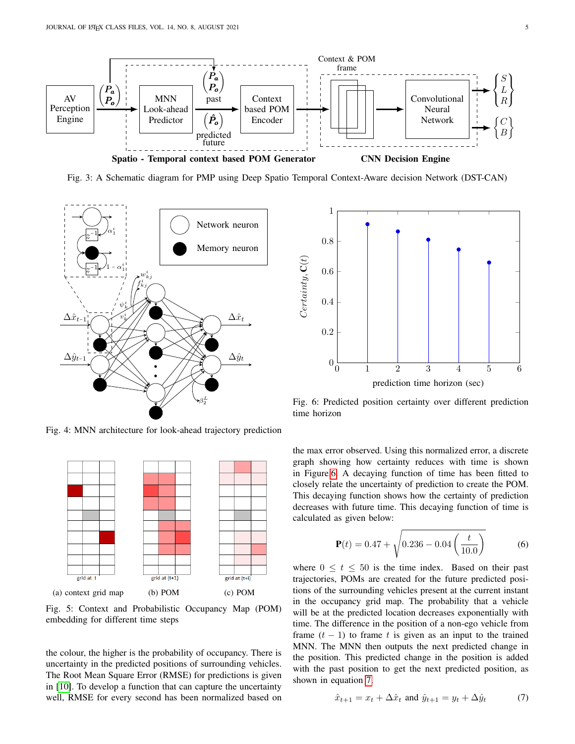Fig. 3: A Schematic diagram for PMP using Deep Spatio Temporal Context-Aware decision Network (DST-CAN)

Fig. 4: MNN architecture for look-ahead trajectory prediction

Fig. 6: Predicted position certainty over different prediction time horizon

(a) context grid map (b) POM (c) POM

Fig. 5: Context and Probabilistic Occupancy Map (POM) embedding for different time steps

the colour, the higher is the probability of occupancy. There is uncertainty in the predicted positions of surrounding vehicles. The Root Mean Square Error (RMSE) for predictions is given in [10]. To develop a function that can capture the uncertainty well, RMSE for every second has been normalized based on the max error observed. Using this normalized error, a discrete graph showing certainty reduces with time is shown in Figure 6. A decaying function of time has been fitted to closely relate the uncertainty of prediction to create the POM. This decaying function shows how the certainty of prediction decreases with future time. This decaying function of time is calculated as given below:

$$\mathbf{P}(t) = 0.47 + \sqrt{0.236 - 0.04\left(\frac{t}{10.0}\right)} \tag{6}$$

where $0 \leq t \leq 50$ is the time index. Based on their past trajectories, POMs are created for the future predicted positions of the surrounding vehicles present at the current instant in the occupancy grid map. The probability that a vehicle will be at the predicted location decreases exponentially with time. The difference in the position of a non-ego vehicle from frame $(t-1)$ to frame $t$ is given as an input to the trained MNN. The MNN then outputs the next predicted change in the position. This predicted change in the position is added with the past position to get the next predicted position, as shown in equation 7.

$$\hat{x}_{t+1} = x_t + \Delta\hat{x}_t \text{ and } \hat{y}_{t+1} = y_t + \Delta\hat{y}_t \tag{7}$$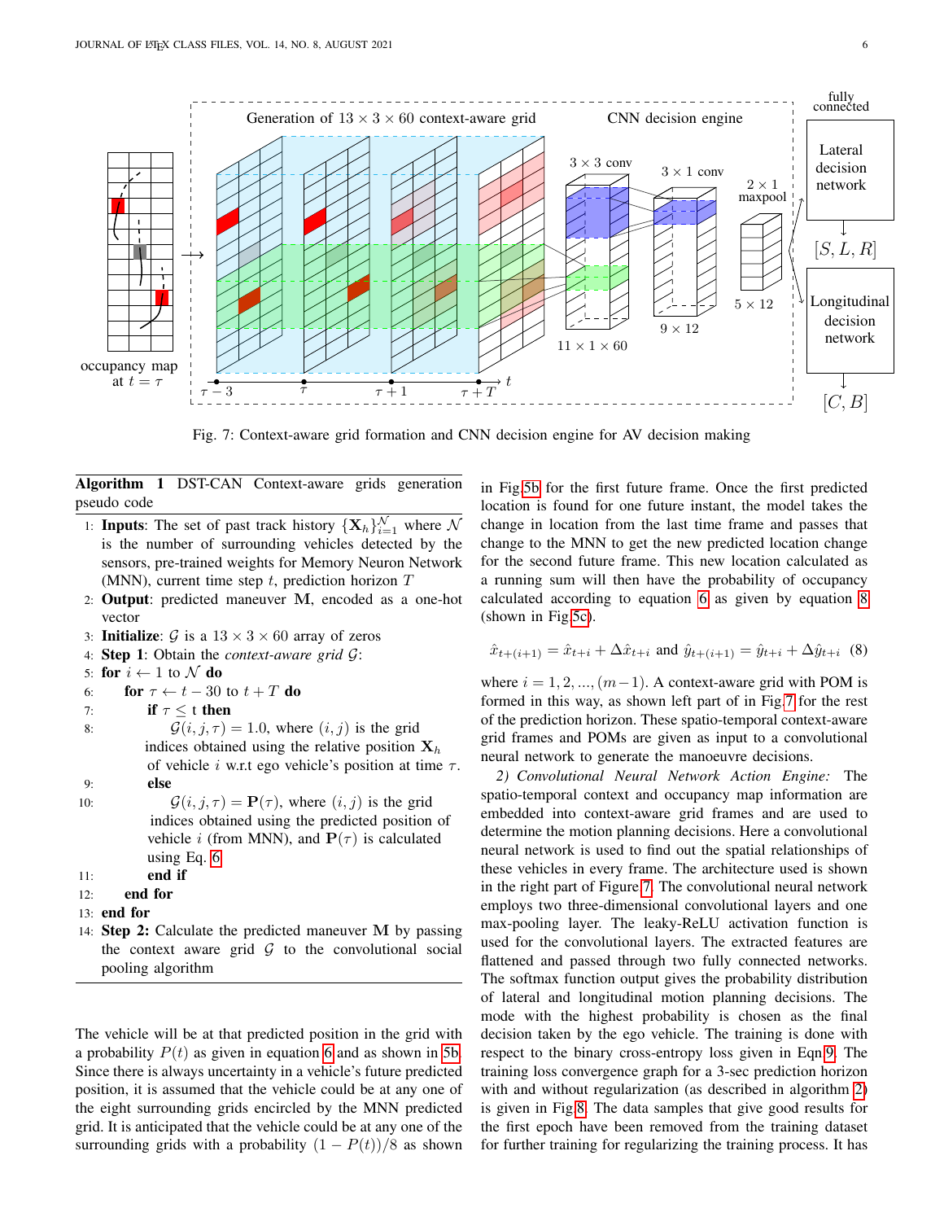Fig. 7: Context-aware grid formation and CNN decision engine for AV decision making

**Algorithm 1** DST-CAN Context-aware grids generation pseudo code

1: **Inputs**: The set of past track history $\{\mathbf{X}_h\}_{i=1}^{\mathcal{N}}$ where $\mathcal{N}$ is the number of surrounding vehicles detected by the sensors, pre-trained weights for Memory Neuron Network (MNN), current time step $t$, prediction horizon $T$
2: **Output**: predicted maneuver $\mathbf{M}$, encoded as a one-hot vector
3: **Initialize**: $\mathcal{G}$ is a $13 \times 3 \times 60$ array of zeros
4: **Step 1**: Obtain the *context-aware grid* $\mathcal{G}$:
5: **for** $i \leftarrow 1$ to $\mathcal{N}$ **do**
6: &nbsp;&nbsp;&nbsp;&nbsp;**for** $\tau \leftarrow t - 30$ to $t + T$ **do**
7: &nbsp;&nbsp;&nbsp;&nbsp;&nbsp;&nbsp;&nbsp;&nbsp;**if** $\tau \leq$ t **then**
8: &nbsp;&nbsp;&nbsp;&nbsp;&nbsp;&nbsp;&nbsp;&nbsp;&nbsp;&nbsp;&nbsp;&nbsp;$\mathcal{G}(i, j, \tau) = 1.0$, where $(i, j)$ is the grid indices obtained using the relative position $\mathbf{X}_h$ of vehicle $i$ w.r.t ego vehicle's position at time $\tau$.
9: &nbsp;&nbsp;&nbsp;&nbsp;&nbsp;&nbsp;&nbsp;&nbsp;**else**
10: &nbsp;&nbsp;&nbsp;&nbsp;&nbsp;&nbsp;&nbsp;&nbsp;&nbsp;&nbsp;&nbsp;&nbsp;$\mathcal{G}(i, j, \tau) = \mathbf{P}(\tau)$, where $(i, j)$ is the grid indices obtained using the predicted position of vehicle $i$ (from MNN), and $\mathbf{P}(\tau)$ is calculated using Eq. 6
11: &nbsp;&nbsp;&nbsp;&nbsp;&nbsp;&nbsp;&nbsp;&nbsp;**end if**
12: &nbsp;&nbsp;&nbsp;&nbsp;**end for**
13: **end for**
14: **Step 2:** Calculate the predicted maneuver $\mathbf{M}$ by passing the context aware grid $\mathcal{G}$ to the convolutional social pooling algorithm

The vehicle will be at that predicted position in the grid with a probability $P(t)$ as given in equation 6 and as shown in 5b. Since there is always uncertainty in a vehicle's future predicted position, it is assumed that the vehicle could be at any one of the eight surrounding grids encircled by the MNN predicted grid. It is anticipated that the vehicle could be at any one of the surrounding grids with a probability $(1 - P(t))/8$ as shown in Fig.5b for the first future frame. Once the first predicted location is found for one future instant, the model takes the change in location from the last time frame and passes that change to the MNN to get the new predicted location change for the second future frame. This new location calculated as a running sum will then have the probability of occupancy calculated according to equation 6 as given by equation 8 (shown in Fig.5c).

$$\hat{x}_{t+(i+1)} = \hat{x}_{t+i} + \Delta\hat{x}_{t+i} \text{ and } \hat{y}_{t+(i+1)} = \hat{y}_{t+i} + \Delta\hat{y}_{t+i} \quad (8)$$

where $i = 1, 2, ..., (m-1)$. A context-aware grid with POM is formed in this way, as shown left part of in Fig.7 for the rest of the prediction horizon. These spatio-temporal context-aware grid frames and POMs are given as input to a convolutional neural network to generate the manoeuvre decisions.

*2) Convolutional Neural Network Action Engine:* The spatio-temporal context and occupancy map information are embedded into context-aware grid frames and are used to determine the motion planning decisions. Here a convolutional neural network is used to find out the spatial relationships of these vehicles in every frame. The architecture used is shown in the right part of Figure 7. The convolutional neural network employs two three-dimensional convolutional layers and one max-pooling layer. The leaky-ReLU activation function is used for the convolutional layers. The extracted features are flattened and passed through two fully connected networks. The softmax function output gives the probability distribution of lateral and longitudinal motion planning decisions. The mode with the highest probability is chosen as the final decision taken by the ego vehicle. The training is done with respect to the binary cross-entropy loss given in Eqn 9. The training loss convergence graph for a 3-sec prediction horizon with and without regularization (as described in algorithm 2) is given in Fig 8. The data samples that give good results for the first epoch have been removed from the training dataset for further training for regularizing the training process. It has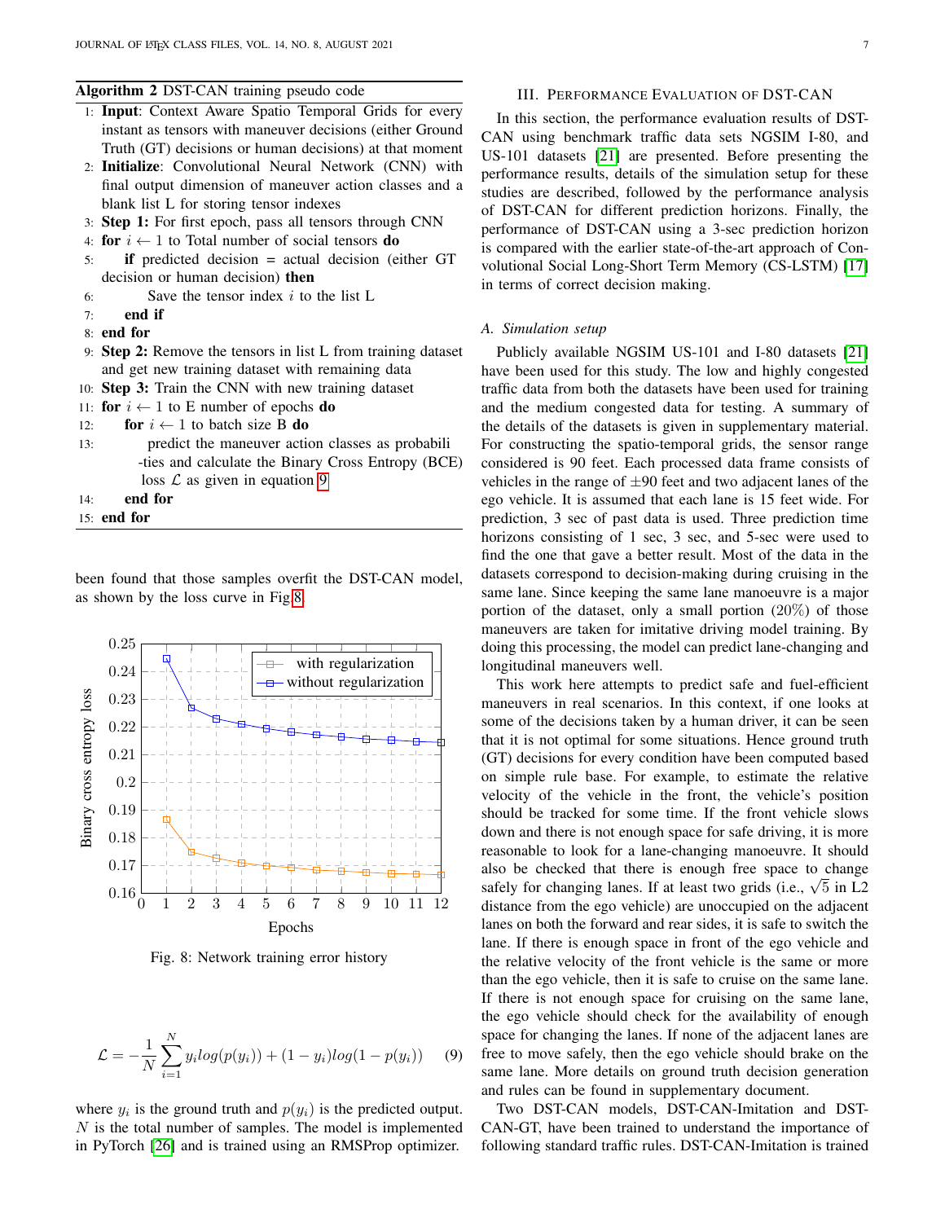**Algorithm 2** DST-CAN training pseudo code

1: **Input**: Context Aware Spatio Temporal Grids for every instant as tensors with maneuver decisions (either Ground Truth (GT) decisions or human decisions) at that moment
2: **Initialize**: Convolutional Neural Network (CNN) with final output dimension of maneuver action classes and a blank list L for storing tensor indexes
3: **Step 1:** For first epoch, pass all tensors through CNN
4: **for** $i \leftarrow 1$ to Total number of social tensors **do**
5: &nbsp;&nbsp;&nbsp;&nbsp;**if** predicted decision = actual decision (either GT decision or human decision) **then**
6: &nbsp;&nbsp;&nbsp;&nbsp;&nbsp;&nbsp;&nbsp;&nbsp;Save the tensor index $i$ to the list L
7: &nbsp;&nbsp;&nbsp;&nbsp;**end if**
8: **end for**
9: **Step 2:** Remove the tensors in list L from training dataset and get new training dataset with remaining data
10: **Step 3:** Train the CNN with new training dataset
11: **for** $i \leftarrow 1$ to E number of epochs **do**
12: &nbsp;&nbsp;&nbsp;&nbsp;**for** $i \leftarrow 1$ to batch size B **do**
13: &nbsp;&nbsp;&nbsp;&nbsp;&nbsp;&nbsp;&nbsp;&nbsp;predict the maneuver action classes as probabilities and calculate the Binary Cross Entropy (BCE) loss $\mathcal{L}$ as given in equation 9
14: &nbsp;&nbsp;&nbsp;&nbsp;**end for**
15: **end for**

been found that those samples overfit the DST-CAN model, as shown by the loss curve in Fig 8.

Fig. 8: Network training error history

$$\mathcal{L} = -\frac{1}{N}\sum_{i=1}^{N} y_i log(p(y_i)) + (1-y_i)log(1-p(y_i)) \tag{9}$$

where $y_i$ is the ground truth and $p(y_i)$ is the predicted output. $N$ is the total number of samples. The model is implemented in PyTorch [26] and is trained using an RMSProp optimizer.

## III. Performance Evaluation of DST-CAN

In this section, the performance evaluation results of DST-CAN using benchmark traffic data sets NGSIM I-80, and US-101 datasets [21] are presented. Before presenting the performance results, details of the simulation setup for these studies are described, followed by the performance analysis of DST-CAN for different prediction horizons. Finally, the performance of DST-CAN using a 3-sec prediction horizon is compared with the earlier state-of-the-art approach of Convolutional Social Long-Short Term Memory (CS-LSTM) [17] in terms of correct decision making.

### A. Simulation setup

Publicly available NGSIM US-101 and I-80 datasets [21] have been used for this study. The low and highly congested traffic data from both the datasets have been used for training and the medium congested data for testing. A summary of the details of the datasets is given in supplementary material. For constructing the spatio-temporal grids, the sensor range considered is 90 feet. Each processed data frame consists of vehicles in the range of $\pm 90$ feet and two adjacent lanes of the ego vehicle. It is assumed that each lane is 15 feet wide. For prediction, 3 sec of past data is used. Three prediction time horizons consisting of 1 sec, 3 sec, and 5-sec were used to find the one that gave a better result. Most of the data in the datasets correspond to decision-making during cruising in the same lane. Since keeping the same lane manoeuvre is a major portion of the dataset, only a small portion ($20\%$) of those maneuvers are taken for imitative driving model training. By doing this processing, the model can predict lane-changing and longitudinal maneuvers well.

This work here attempts to predict safe and fuel-efficient maneuvers in real scenarios. In this context, if one looks at some of the decisions taken by a human driver, it can be seen that it is not optimal for some situations. Hence ground truth (GT) decisions for every condition have been computed based on simple rule base. For example, to estimate the relative velocity of the vehicle in the front, the vehicle's position should be tracked for some time. If the front vehicle slows down and there is not enough space for safe driving, it is more reasonable to look for a lane-changing manoeuvre. It should also be checked that there is enough free space to change safely for changing lanes. If at least two grids (i.e., $\sqrt{5}$ in L2 distance from the ego vehicle) are unoccupied on the adjacent lanes on both the forward and rear sides, it is safe to switch the lane. If there is enough space in front of the ego vehicle and the relative velocity of the front vehicle is the same or more than the ego vehicle, then it is safe to cruise on the same lane. If there is not enough space for cruising on the same lane, the ego vehicle should check for the availability of enough space for changing the lanes. If none of the adjacent lanes are free to move safely, then the ego vehicle should brake on the same lane. More details on ground truth decision generation and rules can be found in supplementary document.

Two DST-CAN models, DST-CAN-Imitation and DST-CAN-GT, have been trained to understand the importance of following standard traffic rules. DST-CAN-Imitation is trained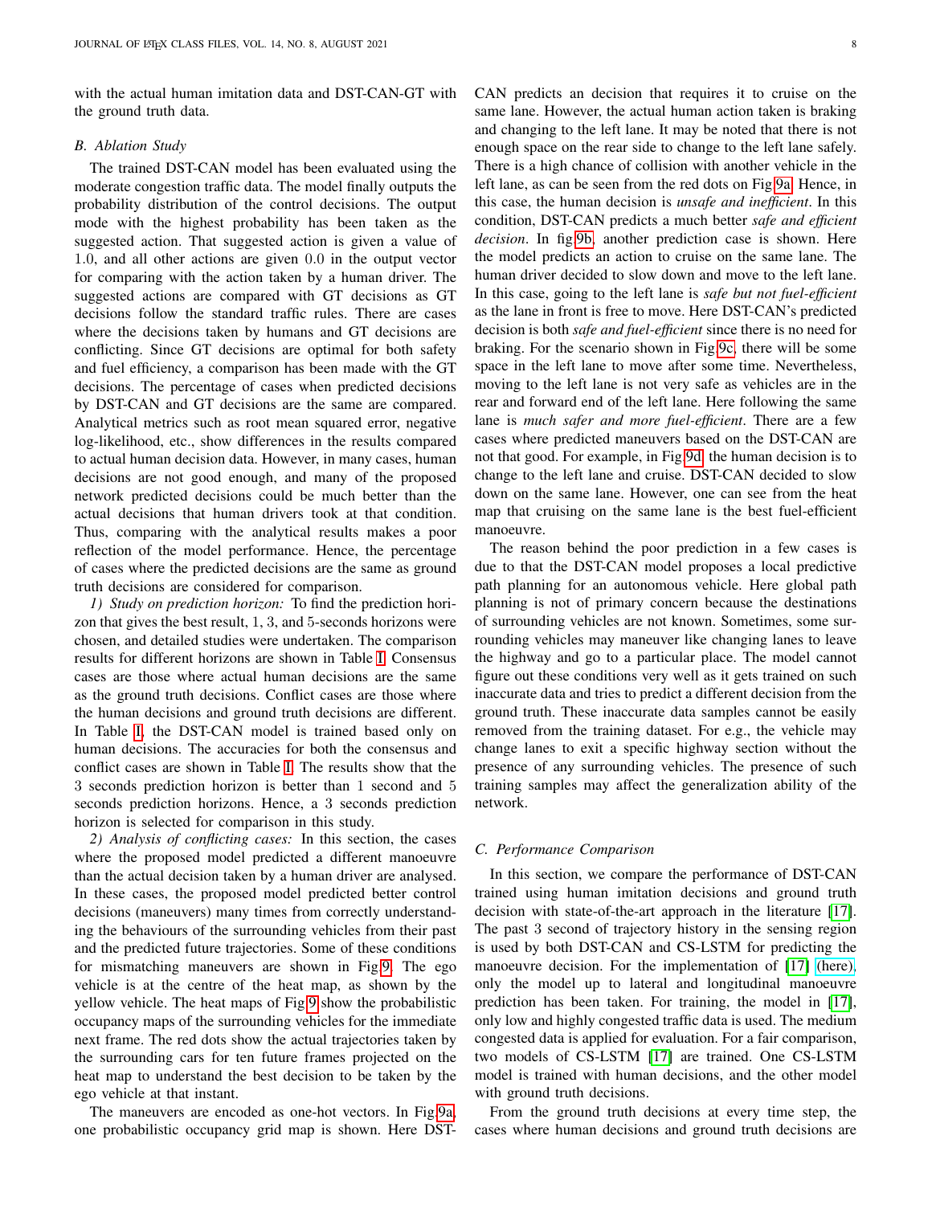with the actual human imitation data and DST-CAN-GT with the ground truth data.

### B. Ablation Study

The trained DST-CAN model has been evaluated using the moderate congestion traffic data. The model finally outputs the probability distribution of the control decisions. The output mode with the highest probability has been taken as the suggested action. That suggested action is given a value of 1.0, and all other actions are given 0.0 in the output vector for comparing with the action taken by a human driver. The suggested actions are compared with GT decisions as GT decisions follow the standard traffic rules. There are cases where the decisions taken by humans and GT decisions are conflicting. Since GT decisions are optimal for both safety and fuel efficiency, a comparison has been made with the GT decisions. The percentage of cases when predicted decisions by DST-CAN and GT decisions are the same are compared. Analytical metrics such as root mean squared error, negative log-likelihood, etc., show differences in the results compared to actual human decision data. However, in many cases, human decisions are not good enough, and many of the proposed network predicted decisions could be much better than the actual decisions that human drivers took at that condition. Thus, comparing with the analytical results makes a poor reflection of the model performance. Hence, the percentage of cases where the predicted decisions are the same as ground truth decisions are considered for comparison.

*1) Study on prediction horizon:* To find the prediction horizon that gives the best result, 1, 3, and 5-seconds horizons were chosen, and detailed studies were undertaken. The comparison results for different horizons are shown in Table I. Consensus cases are those where actual human decisions are the same as the ground truth decisions. Conflict cases are those where the human decisions and ground truth decisions are different. In Table I, the DST-CAN model is trained based only on human decisions. The accuracies for both the consensus and conflict cases are shown in Table I. The results show that the 3 seconds prediction horizon is better than 1 second and 5 seconds prediction horizons. Hence, a 3 seconds prediction horizon is selected for comparison in this study.

*2) Analysis of conflicting cases:* In this section, the cases where the proposed model predicted a different manoeuvre than the actual decision taken by a human driver are analysed. In these cases, the proposed model predicted better control decisions (maneuvers) many times from correctly understanding the behaviours of the surrounding vehicles from their past and the predicted future trajectories. Some of these conditions for mismatching maneuvers are shown in Fig.9. The ego vehicle is at the centre of the heat map, as shown by the yellow vehicle. The heat maps of Fig.9 show the probabilistic occupancy maps of the surrounding vehicles for the immediate next frame. The red dots show the actual trajectories taken by the surrounding cars for ten future frames projected on the heat map to understand the best decision to be taken by the ego vehicle at that instant.

The maneuvers are encoded as one-hot vectors. In Fig.9a, one probabilistic occupancy grid map is shown. Here DST-CAN predicts an decision that requires it to cruise on the same lane. However, the actual human action taken is braking and changing to the left lane. It may be noted that there is not enough space on the rear side to change to the left lane safely. There is a high chance of collision with another vehicle in the left lane, as can be seen from the red dots on Fig.9a. Hence, in this case, the human decision is *unsafe and inefficient*. In this condition, DST-CAN predicts a much better *safe and efficient decision*. In fig.9b, another prediction case is shown. Here the model predicts an action to cruise on the same lane. The human driver decided to slow down and move to the left lane. In this case, going to the left lane is *safe but not fuel-efficient* as the lane in front is free to move. Here DST-CAN's predicted decision is both *safe and fuel-efficient* since there is no need for braking. For the scenario shown in Fig.9c, there will be some space in the left lane to move after some time. Nevertheless, moving to the left lane is not very safe as vehicles are in the rear and forward end of the left lane. Here following the same lane is *much safer and more fuel-efficient*. There are a few cases where predicted maneuvers based on the DST-CAN are not that good. For example, in Fig.9d, the human decision is to change to the left lane and cruise. DST-CAN decided to slow down on the same lane. However, one can see from the heat map that cruising on the same lane is the best fuel-efficient manoeuvre.

The reason behind the poor prediction in a few cases is due to that the DST-CAN model proposes a local predictive path planning for an autonomous vehicle. Here global path planning is not of primary concern because the destinations of surrounding vehicles are not known. Sometimes, some surrounding vehicles may maneuver like changing lanes to leave the highway and go to a particular place. The model cannot figure out these conditions very well as it gets trained on such inaccurate data and tries to predict a different decision from the ground truth. These inaccurate data samples cannot be easily removed from the training dataset. For e.g., the vehicle may change lanes to exit a specific highway section without the presence of any surrounding vehicles. The presence of such training samples may affect the generalization ability of the network.

### C. Performance Comparison

In this section, we compare the performance of DST-CAN trained using human imitation decisions and ground truth decision with state-of-the-art approach in the literature [17]. The past 3 second of trajectory history in the sensing region is used by both DST-CAN and CS-LSTM for predicting the manoeuvre decision. For the implementation of [17] (here), only the model up to lateral and longitudinal manoeuvre prediction has been taken. For training, the model in [17], only low and highly congested traffic data is used. The medium congested data is applied for evaluation. For a fair comparison, two models of CS-LSTM [17] are trained. One CS-LSTM model is trained with human decisions, and the other model with ground truth decisions.

From the ground truth decisions at every time step, the cases where human decisions and ground truth decisions are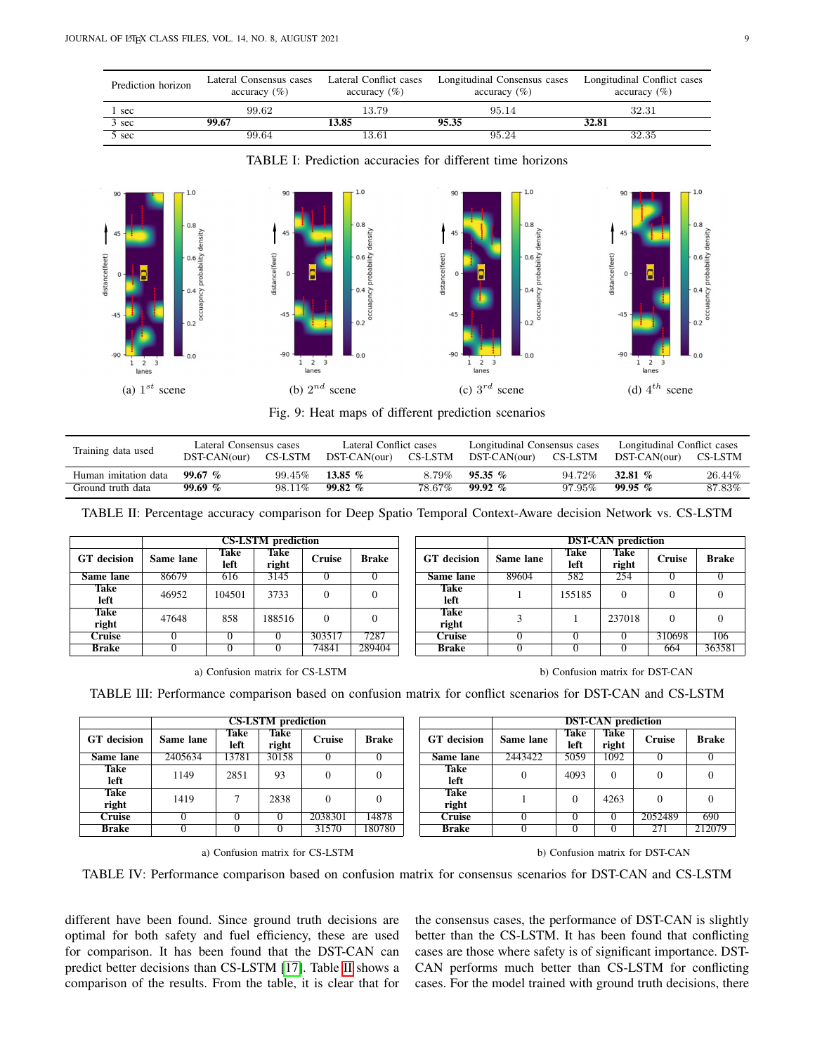| Prediction horizon | Lateral Consensus cases accuracy (%) | Lateral Conflict cases accuracy (%) | Longitudinal Consensus cases accuracy (%) | Longitudinal Conflict cases accuracy (%) |
|---|---|---|---|---|
| 1 sec | 99.62 | 13.79 | 95.14 | 32.31 |
| 3 sec | **99.67** | **13.85** | **95.35** | **32.81** |
| 5 sec | 99.64 | 13.61 | 95.24 | 32.35 |

TABLE I: Prediction accuracies for different time horizons

(a) $1^{st}$ scene (b) $2^{nd}$ scene (c) $3^{rd}$ scene (d) $4^{th}$ scene

Fig. 9: Heat maps of different prediction scenarios

| Training data used | Lateral Consensus cases | | Lateral Conflict cases | | Longitudinal Consensus cases | | Longitudinal Conflict cases | |
|---|---|---|---|---|---|---|---|---|
| | DST-CAN(our) | CS-LSTM | DST-CAN(our) | CS-LSTM | DST-CAN(our) | CS-LSTM | DST-CAN(our) | CS-LSTM |
| Human imitation data | ***99.67 %*** | 99.45% | ***13.85 %*** | 8.79% | ***95.35 %*** | 94.72% | ***32.81 %*** | 26.44% |
| Ground truth data | ***99.69 %*** | 98.11% | ***99.82 %*** | 78.67% | ***99.92 %*** | 97.95% | ***99.95 %*** | 87.83% |

TABLE II: Percentage accuracy comparison for Deep Spatio Temporal Context-Aware decision Network vs. CS-LSTM

| **GT decision** | **CS-LSTM prediction** | | | | |
|---|---|---|---|---|---|
| | **Same lane** | **Take left** | **Take right** | **Cruise** | **Brake** |
| **Same lane** | 86679 | 616 | 3145 | 0 | 0 |
| **Take left** | 46952 | 104501 | 3733 | 0 | 0 |
| **Take right** | 47648 | 858 | 188516 | 0 | 0 |
| **Cruise** | 0 | 0 | 0 | 303517 | 7287 |
| **Brake** | 0 | 0 | 0 | 74841 | 289404 |

a) Confusion matrix for CS-LSTM

| **GT decision** | **DST-CAN prediction** | | | | |
|---|---|---|---|---|---|
| | **Same lane** | **Take left** | **Take right** | **Cruise** | **Brake** |
| **Same lane** | 89604 | 582 | 254 | 0 | 0 |
| **Take left** | 1 | 155185 | 0 | 0 | 0 |
| **Take right** | 3 | 1 | 237018 | 0 | 0 |
| **Cruise** | 0 | 0 | 0 | 310698 | 106 |
| **Brake** | 0 | 0 | 0 | 664 | 363581 |

b) Confusion matrix for DST-CAN

TABLE III: Performance comparison based on confusion matrix for conflict scenarios for DST-CAN and CS-LSTM

| **GT decision** | **CS-LSTM prediction** | | | | |
|---|---|---|---|---|---|
| | **Same lane** | **Take left** | **Take right** | **Cruise** | **Brake** |
| **Same lane** | 2405634 | 13781 | 30158 | 0 | 0 |
| **Take left** | 1149 | 2851 | 93 | 0 | 0 |
| **Take right** | 1419 | 7 | 2838 | 0 | 0 |
| **Cruise** | 0 | 0 | 0 | 2038301 | 14878 |
| **Brake** | 0 | 0 | 0 | 31570 | 180780 |

a) Confusion matrix for CS-LSTM

| **GT decision** | **DST-CAN prediction** | | | | |
|---|---|---|---|---|---|
| | **Same lane** | **Take left** | **Take right** | **Cruise** | **Brake** |
| **Same lane** | 2443422 | 5059 | 1092 | 0 | 0 |
| **Take left** | 0 | 4093 | 0 | 0 | 0 |
| **Take right** | 1 | 0 | 4263 | 0 | 0 |
| **Cruise** | 0 | 0 | 0 | 2052489 | 690 |
| **Brake** | 0 | 0 | 0 | 271 | 212079 |

b) Confusion matrix for DST-CAN

TABLE IV: Performance comparison based on confusion matrix for consensus scenarios for DST-CAN and CS-LSTM

different have been found. Since ground truth decisions are optimal for both safety and fuel efficiency, these are used for comparison. It has been found that the DST-CAN can predict better decisions than CS-LSTM [17]. Table II shows a comparison of the results. From the table, it is clear that for the consensus cases, the performance of DST-CAN is slightly better than the CS-LSTM. It has been found that conflicting cases are those where safety is of significant importance. DST-CAN performs much better than CS-LSTM for conflicting cases. For the model trained with ground truth decisions, there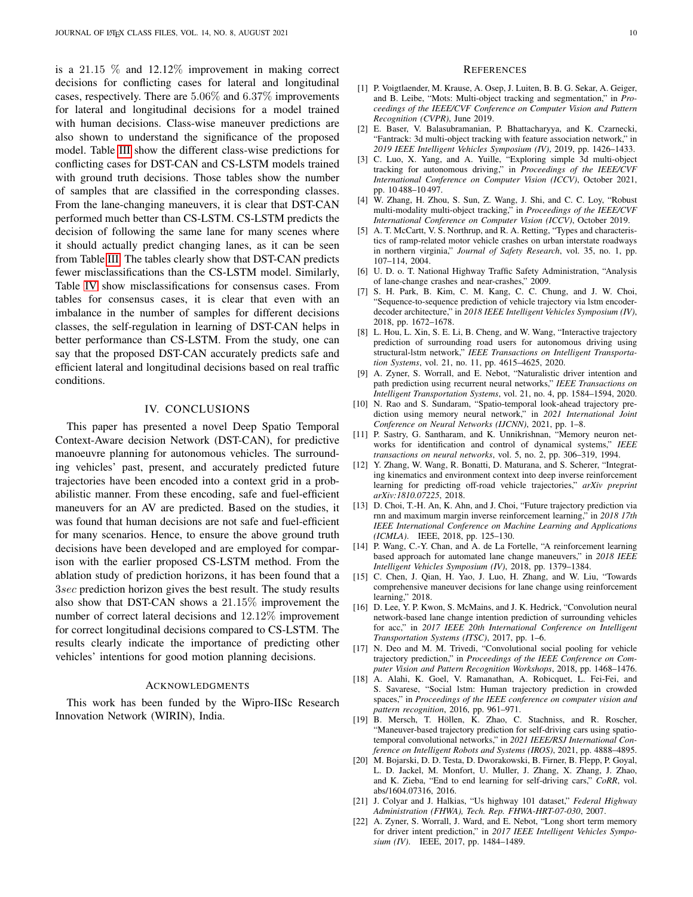is a 21.15 % and 12.12% improvement in making correct decisions for conflicting cases for lateral and longitudinal cases, respectively. There are 5.06% and 6.37% improvements for lateral and longitudinal decisions for a model trained with human decisions. Class-wise maneuver predictions are also shown to understand the significance of the proposed model. Table III show the different class-wise predictions for conflicting cases for DST-CAN and CS-LSTM models trained with ground truth decisions. Those tables show the number of samples that are classified in the corresponding classes. From the lane-changing maneuvers, it is clear that DST-CAN performed much better than CS-LSTM. CS-LSTM predicts the decision of following the same lane for many scenes where it should actually predict changing lanes, as it can be seen from Table III. The tables clearly show that DST-CAN predicts fewer misclassifications than the CS-LSTM model. Similarly, Table IV show misclassifications for consensus cases. From tables for consensus cases, it is clear that even with an imbalance in the number of samples for different decisions classes, the self-regulation in learning of DST-CAN helps in better performance than CS-LSTM. From the study, one can say that the proposed DST-CAN accurately predicts safe and efficient lateral and longitudinal decisions based on real traffic conditions.

## IV. CONCLUSIONS

This paper has presented a novel Deep Spatio Temporal Context-Aware decision Network (DST-CAN), for predictive manoeuvre planning for autonomous vehicles. The surrounding vehicles' past, present, and accurately predicted future trajectories have been encoded into a context grid in a probabilistic manner. From these encoding, safe and fuel-efficient maneuvers for an AV are predicted. Based on the studies, it was found that human decisions are not safe and fuel-efficient for many scenarios. Hence, to ensure the above ground truth decisions have been developed and are employed for comparison with the earlier proposed CS-LSTM method. From the ablation study of prediction horizons, it has been found that a $3sec$ prediction horizon gives the best result. The study results also show that DST-CAN shows a 21.15% improvement the number of correct lateral decisions and 12.12% improvement for correct longitudinal decisions compared to CS-LSTM. The results clearly indicate the importance of predicting other vehicles' intentions for good motion planning decisions.

## ACKNOWLEDGMENTS

This work has been funded by the Wipro-IISc Research Innovation Network (WIRIN), India.

## REFERENCES

[1] P. Voigtlaender, M. Krause, A. Osep, J. Luiten, B. B. G. Sekar, A. Geiger, and B. Leibe, "Mots: Multi-object tracking and segmentation," in *Proceedings of the IEEE/CVF Conference on Computer Vision and Pattern Recognition (CVPR)*, June 2019.

[2] E. Baser, V. Balasubramanian, P. Bhattacharyya, and K. Czarnecki, "Fantrack: 3d multi-object tracking with feature association network," in *2019 IEEE Intelligent Vehicles Symposium (IV)*, 2019, pp. 1426–1433.

[3] C. Luo, X. Yang, and A. Yuille, "Exploring simple 3d multi-object tracking for autonomous driving," in *Proceedings of the IEEE/CVF International Conference on Computer Vision (ICCV)*, October 2021, pp. 10 488–10 497.

[4] W. Zhang, H. Zhou, S. Sun, Z. Wang, J. Shi, and C. C. Loy, "Robust multi-modality multi-object tracking," in *Proceedings of the IEEE/CVF International Conference on Computer Vision (ICCV)*, October 2019.

[5] A. T. McCartt, V. S. Northrup, and R. A. Retting, "Types and characteristics of ramp-related motor vehicle crashes on urban interstate roadways in northern virginia," *Journal of Safety Research*, vol. 35, no. 1, pp. 107–114, 2004.

[6] U. D. o. T. National Highway Traffic Safety Administration, "Analysis of lane-change crashes and near-crashes," 2009.

[7] S. H. Park, B. Kim, C. M. Kang, C. C. Chung, and J. W. Choi, "Sequence-to-sequence prediction of vehicle trajectory via lstm encoder-decoder architecture," in *2018 IEEE Intelligent Vehicles Symposium (IV)*, 2018, pp. 1672–1678.

[8] L. Hou, L. Xin, S. E. Li, B. Cheng, and W. Wang, "Interactive trajectory prediction of surrounding road users for autonomous driving using structural-lstm network," *IEEE Transactions on Intelligent Transportation Systems*, vol. 21, no. 11, pp. 4615–4625, 2020.

[9] A. Zyner, S. Worrall, and E. Nebot, "Naturalistic driver intention and path prediction using recurrent neural networks," *IEEE Transactions on Intelligent Transportation Systems*, vol. 21, no. 4, pp. 1584–1594, 2020.

[10] N. Rao and S. Sundaram, "Spatio-temporal look-ahead trajectory prediction using memory neural network," in *2021 International Joint Conference on Neural Networks (IJCNN)*, 2021, pp. 1–8.

[11] P. Sastry, G. Santharam, and K. Unnikrishnan, "Memory neuron networks for identification and control of dynamical systems," *IEEE transactions on neural networks*, vol. 5, no. 2, pp. 306–319, 1994.

[12] Y. Zhang, W. Wang, R. Bonatti, D. Maturana, and S. Scherer, "Integrating kinematics and environment context into deep inverse reinforcement learning for predicting off-road vehicle trajectories," *arXiv preprint arXiv:1810.07225*, 2018.

[13] D. Choi, T.-H. An, K. Ahn, and J. Choi, "Future trajectory prediction via rnn and maximum margin inverse reinforcement learning," in *2018 17th IEEE International Conference on Machine Learning and Applications (ICMLA)*. IEEE, 2018, pp. 125–130.

[14] P. Wang, C.-Y. Chan, and A. de La Fortelle, "A reinforcement learning based approach for automated lane change maneuvers," in *2018 IEEE Intelligent Vehicles Symposium (IV)*, 2018, pp. 1379–1384.

[15] C. Chen, J. Qian, H. Yao, J. Luo, H. Zhang, and W. Liu, "Towards comprehensive maneuver decisions for lane change using reinforcement learning," 2018.

[16] D. Lee, Y. P. Kwon, S. McMains, and J. K. Hedrick, "Convolution neural network-based lane change intention prediction of surrounding vehicles for acc," in *2017 IEEE 20th International Conference on Intelligent Transportation Systems (ITSC)*, 2017, pp. 1–6.

[17] N. Deo and M. M. Trivedi, "Convolutional social pooling for vehicle trajectory prediction," in *Proceedings of the IEEE Conference on Computer Vision and Pattern Recognition Workshops*, 2018, pp. 1468–1476.

[18] A. Alahi, K. Goel, V. Ramanathan, A. Robicquet, L. Fei-Fei, and S. Savarese, "Social lstm: Human trajectory prediction in crowded spaces," in *Proceedings of the IEEE conference on computer vision and pattern recognition*, 2016, pp. 961–971.

[19] B. Mersch, T. Höllen, K. Zhao, C. Stachniss, and R. Roscher, "Maneuver-based trajectory prediction for self-driving cars using spatio-temporal convolutional networks," in *2021 IEEE/RSJ International Conference on Intelligent Robots and Systems (IROS)*, 2021, pp. 4888–4895.

[20] M. Bojarski, D. D. Testa, D. Dworakowski, B. Firner, B. Flepp, P. Goyal, L. D. Jackel, M. Monfort, U. Muller, J. Zhang, X. Zhang, J. Zhao, and K. Zieba, "End to end learning for self-driving cars," *CoRR*, vol. abs/1604.07316, 2016.

[21] J. Colyar and J. Halkias, "Us highway 101 dataset," *Federal Highway Administration (FHWA), Tech. Rep. FHWA-HRT-07-030*, 2007.

[22] A. Zyner, S. Worrall, J. Ward, and E. Nebot, "Long short term memory for driver intent prediction," in *2017 IEEE Intelligent Vehicles Symposium (IV)*. IEEE, 2017, pp. 1484–1489.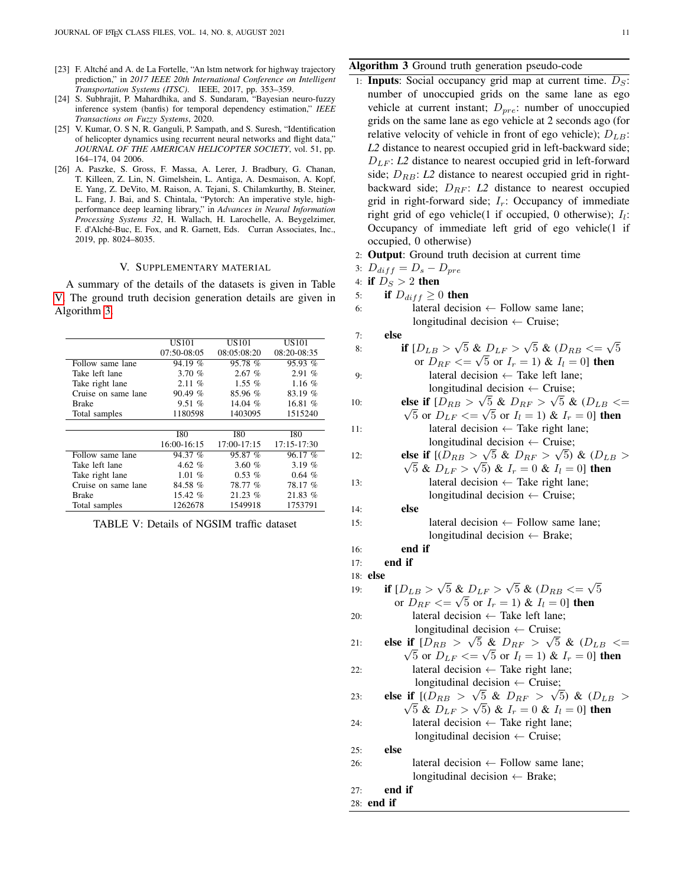[23] F. Altché and A. de La Fortelle, "An lstm network for highway trajectory prediction," in *2017 IEEE 20th International Conference on Intelligent Transportation Systems (ITSC)*. IEEE, 2017, pp. 353–359.

[24] S. Subhrajit, P. Mahardhika, and S. Sundaram, "Bayesian neuro-fuzzy inference system (banfis) for temporal dependency estimation," *IEEE Transactions on Fuzzy Systems*, 2020.

[25] V. Kumar, O. S N, R. Ganguli, P. Sampath, and S. Suresh, "Identification of helicopter dynamics using recurrent neural networks and flight data," *JOURNAL OF THE AMERICAN HELICOPTER SOCIETY*, vol. 51, pp. 164–174, 04 2006.

[26] A. Paszke, S. Gross, F. Massa, A. Lerer, J. Bradbury, G. Chanan, T. Killeen, Z. Lin, N. Gimelshein, L. Antiga, A. Desmaison, A. Kopf, E. Yang, Z. DeVito, M. Raison, A. Tejani, S. Chilamkurthy, B. Steiner, L. Fang, J. Bai, and S. Chintala, "Pytorch: An imperative style, high-performance deep learning library," in *Advances in Neural Information Processing Systems 32*, H. Wallach, H. Larochelle, A. Beygelzimer, F. d'Alché-Buc, E. Fox, and R. Garnett, Eds. Curran Associates, Inc., 2019, pp. 8024–8035.

## V. Supplementary Material

A summary of the details of the datasets is given in Table V. The ground truth decision generation details are given in Algorithm 3.

| | US101 07:50-08:05 | US101 08:05:08:20 | US101 08:20-08:35 |
|---|---|---|---|
| Follow same lane | 94.19 % | 95.78 % | 95.93 % |
| Take left lane | 3.70 % | 2.67 % | 2.91 % |
| Take right lane | 2.11 % | 1.55 % | 1.16 % |
| Cruise on same lane | 90.49 % | 85.96 % | 83.19 % |
| Brake | 9.51 % | 14.04 % | 16.81 % |
| Total samples | 1180598 | 1403095 | 1515240 |

| | I80 16:00-16:15 | I80 17:00-17:15 | I80 17:15-17:30 |
|---|---|---|---|
| Follow same lane | 94.37 % | 95.87 % | 96.17 % |
| Take left lane | 4.62 % | 3.60 % | 3.19 % |
| Take right lane | 1.01 % | 0.53 % | 0.64 % |
| Cruise on same lane | 84.58 % | 78.77 % | 78.17 % |
| Brake | 15.42 % | 21.23 % | 21.83 % |
| Total samples | 1262678 | 1549918 | 1753791 |

TABLE V: Details of NGSIM traffic dataset

**Algorithm 3** Ground truth generation pseudo-code

1: **Inputs**: Social occupancy grid map at current time. $D_S$: number of unoccupied grids on the same lane as ego vehicle at current instant; $D_{pre}$: number of unoccupied grids on the same lane as ego vehicle at 2 seconds ago (for relative velocity of vehicle in front of ego vehicle); $D_{LB}$: *L2* distance to nearest occupied grid in left-backward side; $D_{LF}$: *L2* distance to nearest occupied grid in left-forward side; $D_{RB}$: *L2* distance to nearest occupied grid in right-backward side; $D_{RF}$: *L2* distance to nearest occupied grid in right-forward side; $I_r$: Occupancy of immediate right grid of ego vehicle(1 if occupied, 0 otherwise); $I_l$: Occupancy of immediate left grid of ego vehicle(1 if occupied, 0 otherwise)
2: **Output**: Ground truth decision at current time
3: $D_{diff} = D_s - D_{pre}$
4: **if** $D_S > 2$ **then**
5: &nbsp;&nbsp;&nbsp;&nbsp;**if** $D_{diff} \geq 0$ **then**
6: &nbsp;&nbsp;&nbsp;&nbsp;&nbsp;&nbsp;&nbsp;&nbsp;lateral decision ← Follow same lane; longitudinal decision ← Cruise;
7: &nbsp;&nbsp;&nbsp;&nbsp;**else**
8: &nbsp;&nbsp;&nbsp;&nbsp;&nbsp;&nbsp;&nbsp;&nbsp;**if** $[D_{LB} > \sqrt{5}$ & $D_{LF} > \sqrt{5}$ & $(D_{RB} <= \sqrt{5}$ or $D_{RF} <= \sqrt{5}$ or $I_r = 1)$ & $I_l = 0]$ **then**
9: &nbsp;&nbsp;&nbsp;&nbsp;&nbsp;&nbsp;&nbsp;&nbsp;&nbsp;&nbsp;&nbsp;&nbsp;lateral decision ← Take left lane; longitudinal decision ← Cruise;
10: &nbsp;&nbsp;&nbsp;&nbsp;&nbsp;&nbsp;&nbsp;&nbsp;**else if** $[D_{RB} > \sqrt{5}$ & $D_{RF} > \sqrt{5}$ & $(D_{LB} <= \sqrt{5}$ or $D_{LF} <= \sqrt{5}$ or $I_l = 1)$ & $I_r = 0]$ **then**
11: &nbsp;&nbsp;&nbsp;&nbsp;&nbsp;&nbsp;&nbsp;&nbsp;&nbsp;&nbsp;&nbsp;&nbsp;lateral decision ← Take right lane; longitudinal decision ← Cruise;
12: &nbsp;&nbsp;&nbsp;&nbsp;&nbsp;&nbsp;&nbsp;&nbsp;**else if** $[(D_{RB} > \sqrt{5}$ & $D_{RF} > \sqrt{5})$ & $(D_{LB} > \sqrt{5}$ & $D_{LF} > \sqrt{5})$ & $I_r = 0$ & $I_l = 0]$ **then**
13: &nbsp;&nbsp;&nbsp;&nbsp;&nbsp;&nbsp;&nbsp;&nbsp;&nbsp;&nbsp;&nbsp;&nbsp;lateral decision ← Take right lane; longitudinal decision ← Cruise;
14: &nbsp;&nbsp;&nbsp;&nbsp;&nbsp;&nbsp;&nbsp;&nbsp;**else**
15: &nbsp;&nbsp;&nbsp;&nbsp;&nbsp;&nbsp;&nbsp;&nbsp;&nbsp;&nbsp;&nbsp;&nbsp;lateral decision ← Follow same lane; longitudinal decision ← Brake;
16: &nbsp;&nbsp;&nbsp;&nbsp;&nbsp;&nbsp;&nbsp;&nbsp;**end if**
17: &nbsp;&nbsp;&nbsp;&nbsp;**end if**
18: **else**
19: &nbsp;&nbsp;&nbsp;&nbsp;**if** $[D_{LB} > \sqrt{5}$ & $D_{LF} > \sqrt{5}$ & $(D_{RB} <= \sqrt{5}$ or $D_{RF} <= \sqrt{5}$ or $I_r = 1)$ & $I_l = 0]$ **then**
20: &nbsp;&nbsp;&nbsp;&nbsp;&nbsp;&nbsp;&nbsp;&nbsp;lateral decision ← Take left lane; longitudinal decision ← Cruise;
21: &nbsp;&nbsp;&nbsp;&nbsp;**else if** $[D_{RB} > \sqrt{5}$ & $D_{RF} > \sqrt{5}$ & $(D_{LB} <= \sqrt{5}$ or $D_{LF} <= \sqrt{5}$ or $I_l = 1)$ & $I_r = 0]$ **then**
22: &nbsp;&nbsp;&nbsp;&nbsp;&nbsp;&nbsp;&nbsp;&nbsp;lateral decision ← Take right lane; longitudinal decision ← Cruise;
23: &nbsp;&nbsp;&nbsp;&nbsp;**else if** $[(D_{RB} > \sqrt{5}$ & $D_{RF} > \sqrt{5})$ & $(D_{LB} > \sqrt{5}$ & $D_{LF} > \sqrt{5})$ & $I_r = 0$ & $I_l = 0]$ **then**
24: &nbsp;&nbsp;&nbsp;&nbsp;&nbsp;&nbsp;&nbsp;&nbsp;lateral decision ← Take right lane; longitudinal decision ← Cruise;
25: &nbsp;&nbsp;&nbsp;&nbsp;**else**
26: &nbsp;&nbsp;&nbsp;&nbsp;&nbsp;&nbsp;&nbsp;&nbsp;lateral decision ← Follow same lane; longitudinal decision ← Brake;
27: &nbsp;&nbsp;&nbsp;&nbsp;**end if**
28: **end if**